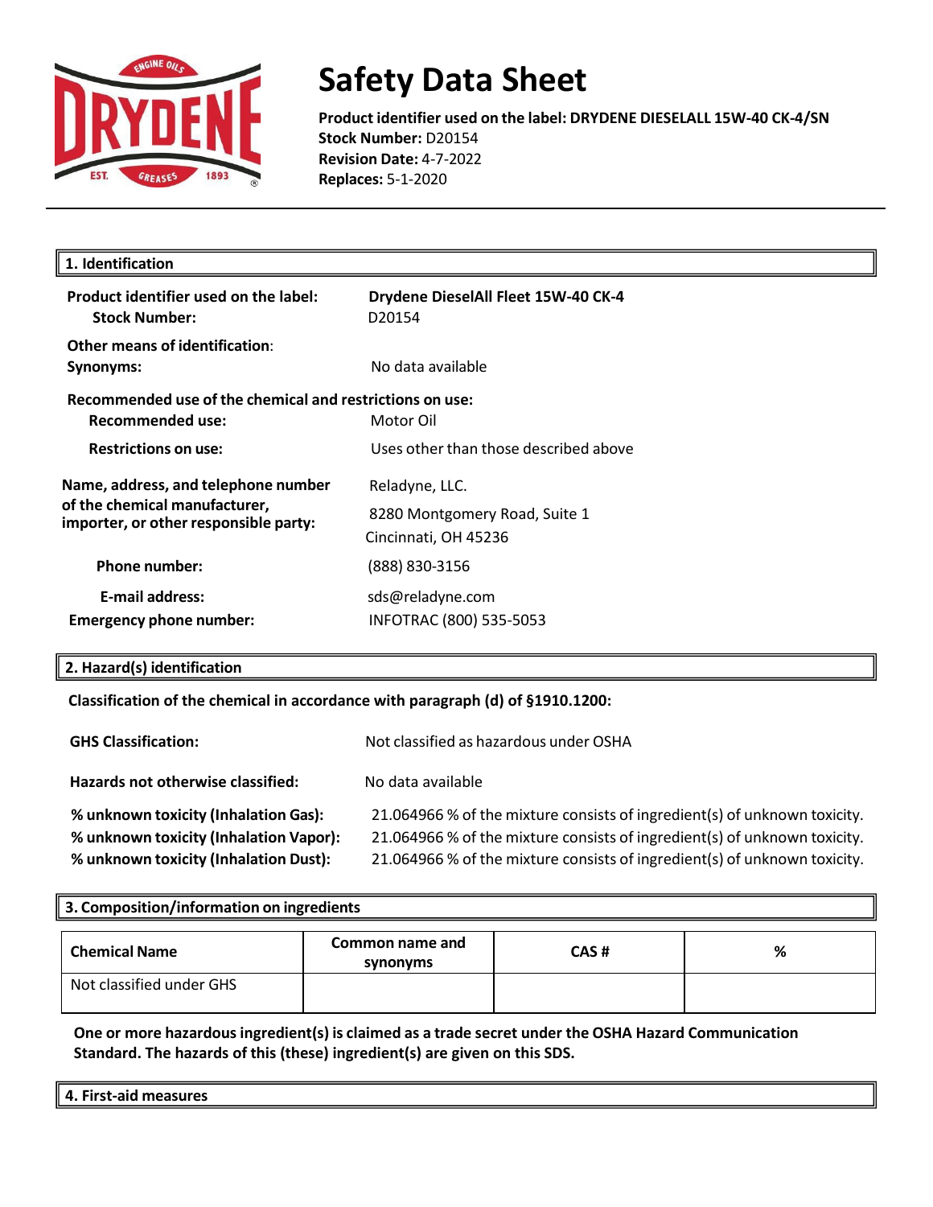# Safety Data Sheet

**Product identifier used on the label: DRYDENE DIESELALL 15W-40 CK-4/SN**
**Stock Number:** D20154
**Revision Date:** 4-7-2022
**Replaces:** 5-1-2020

## 1. Identification

| | |
|---|---|
| **Product identifier used on the label:** | **Drydene DieselAll Fleet 15W-40 CK-4** |
| **Stock Number:** | D20154 |
| **Other means of identification:** | |
| **Synonyms:** | No data available |

**Recommended use of the chemical and restrictions on use:**

| | |
|---|---|
| **Recommended use:** | Motor Oil |
| **Restrictions on use:** | Uses other than those described above |

| | |
|---|---|
| **Name, address, and telephone number of the chemical manufacturer, importer, or other responsible party:** | Reladyne, LLC.<br>8280 Montgomery Road, Suite 1<br>Cincinnati, OH 45236 |
| **Phone number:** | (888) 830-3156 |
| **E-mail address:** | sds@reladyne.com |
| **Emergency phone number:** | INFOTRAC (800) 535-5053 |

## 2. Hazard(s) identification

**Classification of the chemical in accordance with paragraph (d) of §1910.1200:**

| | |
|---|---|
| **GHS Classification:** | Not classified as hazardous under OSHA |
| **Hazards not otherwise classified:** | No data available |
| **% unknown toxicity (Inhalation Gas):** | 21.064966 % of the mixture consists of ingredient(s) of unknown toxicity. |
| **% unknown toxicity (Inhalation Vapor):** | 21.064966 % of the mixture consists of ingredient(s) of unknown toxicity. |
| **% unknown toxicity (Inhalation Dust):** | 21.064966 % of the mixture consists of ingredient(s) of unknown toxicity. |

## 3. Composition/information on ingredients

| Chemical Name | Common name and synonyms | CAS # | % |
|---|---|---|---|
| Not classified under GHS | | | |

**One or more hazardous ingredient(s) is claimed as a trade secret under the OSHA Hazard Communication Standard. The hazards of this (these) ingredient(s) are given on this SDS.**

## 4. First-aid measures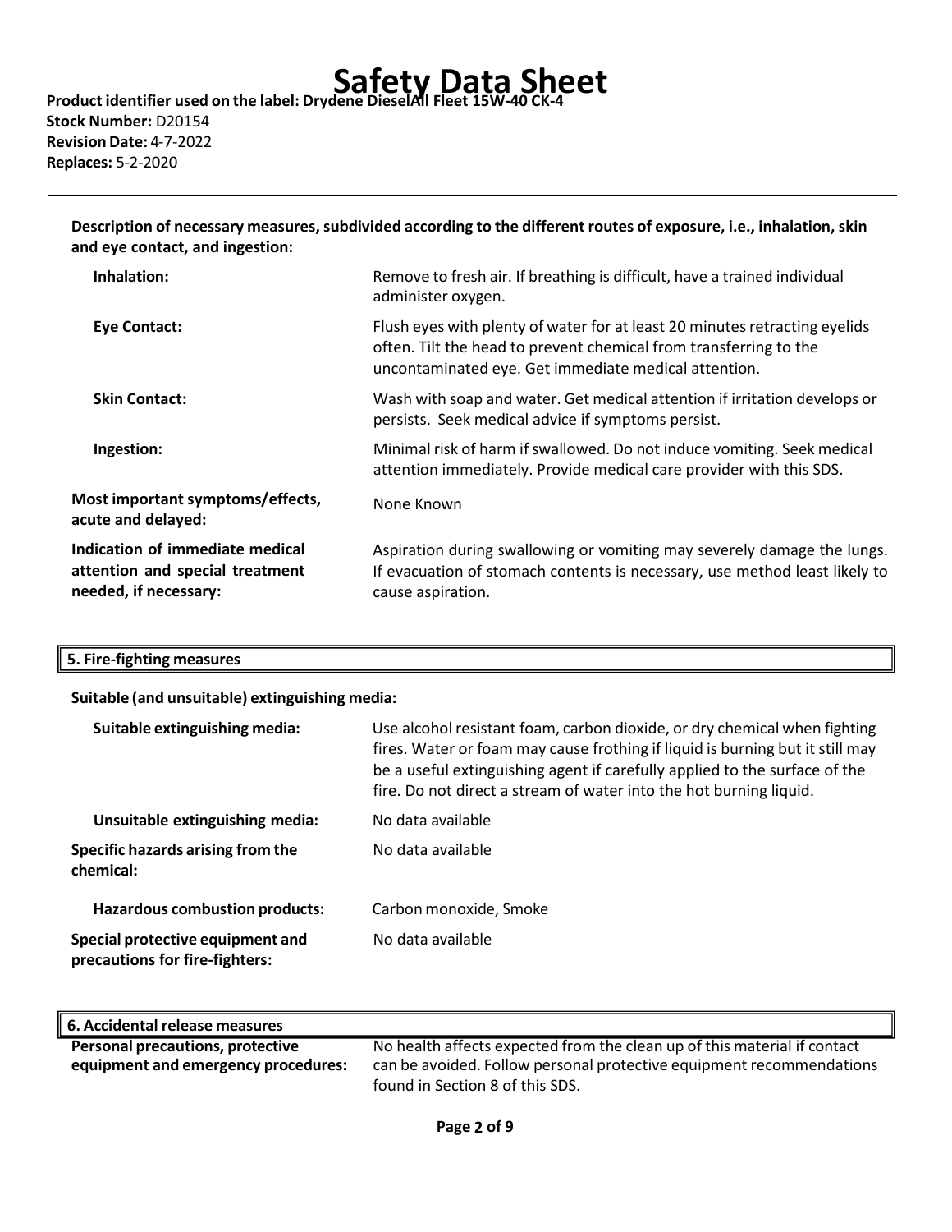**Description of necessary measures, subdivided according to the different routes of exposure, i.e., inhalation, skin and eye contact, and ingestion:**

| | |
|---|---|
| **Inhalation:** | Remove to fresh air. If breathing is difficult, have a trained individual administer oxygen. |
| **Eye Contact:** | Flush eyes with plenty of water for at least 20 minutes retracting eyelids often. Tilt the head to prevent chemical from transferring to the uncontaminated eye. Get immediate medical attention. |
| **Skin Contact:** | Wash with soap and water. Get medical attention if irritation develops or persists. Seek medical advice if symptoms persist. |
| **Ingestion:** | Minimal risk of harm if swallowed. Do not induce vomiting. Seek medical attention immediately. Provide medical care provider with this SDS. |
| **Most important symptoms/effects, acute and delayed:** | None Known |
| **Indication of immediate medical attention and special treatment needed, if necessary:** | Aspiration during swallowing or vomiting may severely damage the lungs. If evacuation of stomach contents is necessary, use method least likely to cause aspiration. |

## 5. Fire-fighting measures

**Suitable (and unsuitable) extinguishing media:**

| | |
|---|---|
| **Suitable extinguishing media:** | Use alcohol resistant foam, carbon dioxide, or dry chemical when fighting fires. Water or foam may cause frothing if liquid is burning but it still may be a useful extinguishing agent if carefully applied to the surface of the fire. Do not direct a stream of water into the hot burning liquid. |
| **Unsuitable extinguishing media:** | No data available |
| **Specific hazards arising from the chemical:** | No data available |
| **Hazardous combustion products:** | Carbon monoxide, Smoke |
| **Special protective equipment and precautions for fire-fighters:** | No data available |

## 6. Accidental release measures

| | |
|---|---|
| **Personal precautions, protective equipment and emergency procedures:** | No health affects expected from the clean up of this material if contact can be avoided. Follow personal protective equipment recommendations found in Section 8 of this SDS. |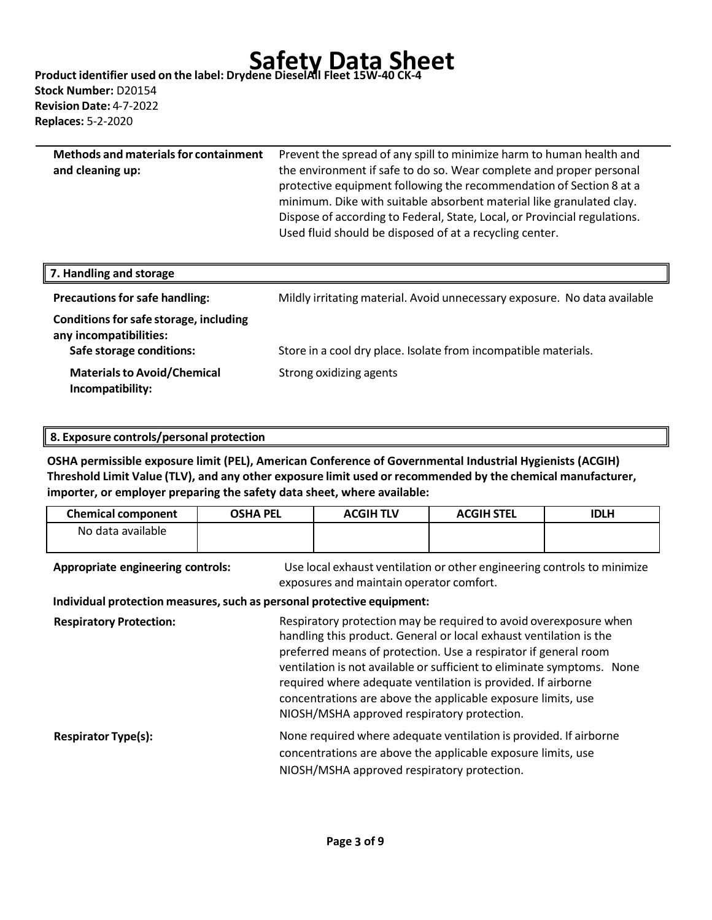**Methods and materials for containment and cleaning up:** Prevent the spread of any spill to minimize harm to human health and the environment if safe to do so. Wear complete and proper personal protective equipment following the recommendation of Section 8 at a minimum. Dike with suitable absorbent material like granulated clay. Dispose of according to Federal, State, Local, or Provincial regulations. Used fluid should be disposed of at a recycling center.

## 7. Handling and storage

**Precautions for safe handling:** Mildly irritating material. Avoid unnecessary exposure. No data available

**Conditions for safe storage, including any incompatibilities:**

**Safe storage conditions:** Store in a cool dry place. Isolate from incompatible materials.

**Materials to Avoid/Chemical Incompatibility:** Strong oxidizing agents

## 8. Exposure controls/personal protection

**OSHA permissible exposure limit (PEL), American Conference of Governmental Industrial Hygienists (ACGIH) Threshold Limit Value (TLV), and any other exposure limit used or recommended by the chemical manufacturer, importer, or employer preparing the safety data sheet, where available:**

| Chemical component | OSHA PEL | ACGIH TLV | ACGIH STEL | IDLH |
|---|---|---|---|---|
| No data available | | | | |

**Appropriate engineering controls:** Use local exhaust ventilation or other engineering controls to minimize exposures and maintain operator comfort.

**Individual protection measures, such as personal protective equipment:**

**Respiratory Protection:** Respiratory protection may be required to avoid overexposure when handling this product. General or local exhaust ventilation is the preferred means of protection. Use a respirator if general room ventilation is not available or sufficient to eliminate symptoms. None required where adequate ventilation is provided. If airborne concentrations are above the applicable exposure limits, use NIOSH/MSHA approved respiratory protection.

**Respirator Type(s):** None required where adequate ventilation is provided. If airborne concentrations are above the applicable exposure limits, use NIOSH/MSHA approved respiratory protection.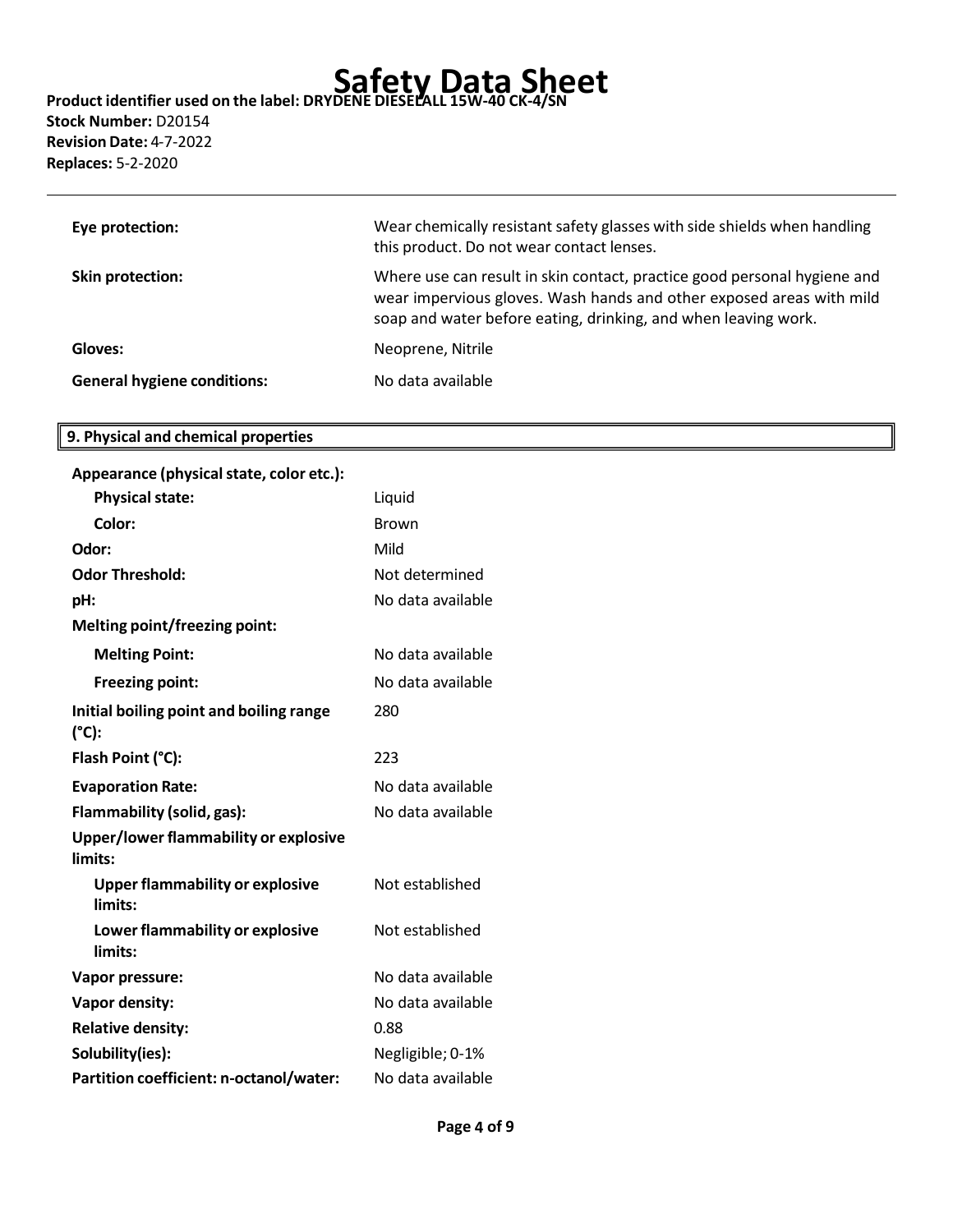| | |
|---|---|
| **Eye protection:** | Wear chemically resistant safety glasses with side shields when handling this product. Do not wear contact lenses. |
| **Skin protection:** | Where use can result in skin contact, practice good personal hygiene and wear impervious gloves. Wash hands and other exposed areas with mild soap and water before eating, drinking, and when leaving work. |
| **Gloves:** | Neoprene, Nitrile |
| **General hygiene conditions:** | No data available |

## 9. Physical and chemical properties

| | |
|---|---|
| **Appearance (physical state, color etc.):** | |
| **Physical state:** | Liquid |
| **Color:** | Brown |
| **Odor:** | Mild |
| **Odor Threshold:** | Not determined |
| **pH:** | No data available |
| **Melting point/freezing point:** | |
| **Melting Point:** | No data available |
| **Freezing point:** | No data available |
| **Initial boiling point and boiling range (°C):** | 280 |
| **Flash Point (°C):** | 223 |
| **Evaporation Rate:** | No data available |
| **Flammability (solid, gas):** | No data available |
| **Upper/lower flammability or explosive limits:** | |
| **Upper flammability or explosive limits:** | Not established |
| **Lower flammability or explosive limits:** | Not established |
| **Vapor pressure:** | No data available |
| **Vapor density:** | No data available |
| **Relative density:** | 0.88 |
| **Solubility(ies):** | Negligible; 0-1% |
| **Partition coefficient: n-octanol/water:** | No data available |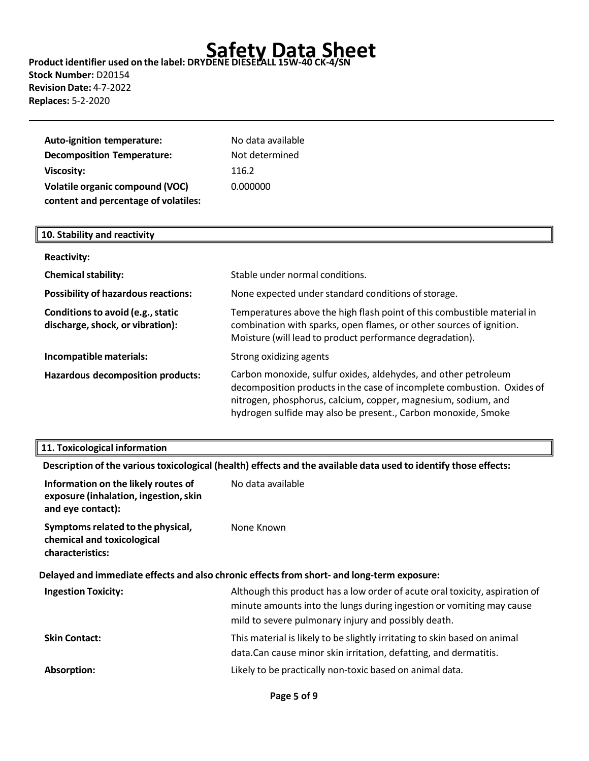| | |
|---|---|
| **Auto-ignition temperature:** | No data available |
| **Decomposition Temperature:** | Not determined |
| **Viscosity:** | 116.2 |
| **Volatile organic compound (VOC) content and percentage of volatiles:** | 0.000000 |

## 10. Stability and reactivity

| | |
|---|---|
| **Reactivity:** | |
| **Chemical stability:** | Stable under normal conditions. |
| **Possibility of hazardous reactions:** | None expected under standard conditions of storage. |
| **Conditions to avoid (e.g., static discharge, shock, or vibration):** | Temperatures above the high flash point of this combustible material in combination with sparks, open flames, or other sources of ignition. Moisture (will lead to product performance degradation). |
| **Incompatible materials:** | Strong oxidizing agents |
| **Hazardous decomposition products:** | Carbon monoxide, sulfur oxides, aldehydes, and other petroleum decomposition products in the case of incomplete combustion. Oxides of nitrogen, phosphorus, calcium, copper, magnesium, sodium, and hydrogen sulfide may also be present., Carbon monoxide, Smoke |

## 11. Toxicological information

**Description of the various toxicological (health) effects and the available data used to identify those effects:**

| | |
|---|---|
| **Information on the likely routes of exposure (inhalation, ingestion, skin and eye contact):** | No data available |
| **Symptoms related to the physical, chemical and toxicological characteristics:** | None Known |

**Delayed and immediate effects and also chronic effects from short- and long-term exposure:**

| | |
|---|---|
| **Ingestion Toxicity:** | Although this product has a low order of acute oral toxicity, aspiration of minute amounts into the lungs during ingestion or vomiting may cause mild to severe pulmonary injury and possibly death. |
| **Skin Contact:** | This material is likely to be slightly irritating to skin based on animal data.Can cause minor skin irritation, defatting, and dermatitis. |
| **Absorption:** | Likely to be practically non-toxic based on animal data. |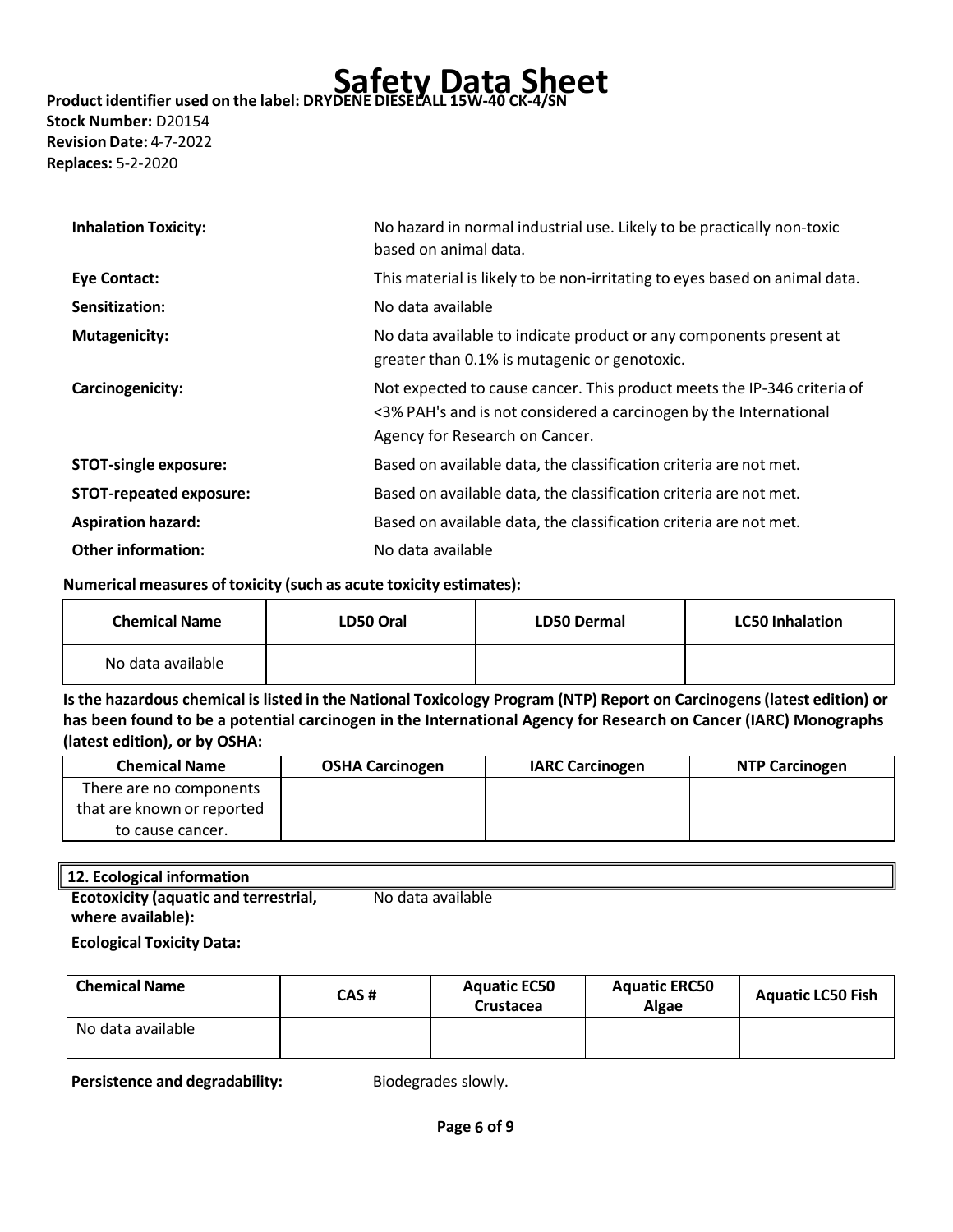| | |
|---|---|
| **Inhalation Toxicity:** | No hazard in normal industrial use. Likely to be practically non-toxic based on animal data. |
| **Eye Contact:** | This material is likely to be non-irritating to eyes based on animal data. |
| **Sensitization:** | No data available |
| **Mutagenicity:** | No data available to indicate product or any components present at greater than 0.1% is mutagenic or genotoxic. |
| **Carcinogenicity:** | Not expected to cause cancer. This product meets the IP-346 criteria of <3% PAH's and is not considered a carcinogen by the International Agency for Research on Cancer. |
| **STOT-single exposure:** | Based on available data, the classification criteria are not met. |
| **STOT-repeated exposure:** | Based on available data, the classification criteria are not met. |
| **Aspiration hazard:** | Based on available data, the classification criteria are not met. |
| **Other information:** | No data available |

**Numerical measures of toxicity (such as acute toxicity estimates):**

| Chemical Name | LD50 Oral | LD50 Dermal | LC50 Inhalation |
|---|---|---|---|
| No data available | | | |

**Is the hazardous chemical is listed in the National Toxicology Program (NTP) Report on Carcinogens (latest edition) or has been found to be a potential carcinogen in the International Agency for Research on Cancer (IARC) Monographs (latest edition), or by OSHA:**

| Chemical Name | OSHA Carcinogen | IARC Carcinogen | NTP Carcinogen |
|---|---|---|---|
| There are no components that are known or reported to cause cancer. | | | |

## 12. Ecological information

**Ecotoxicity (aquatic and terrestrial, where available):** No data available

**Ecological Toxicity Data:**

| Chemical Name | CAS # | Aquatic EC50 Crustacea | Aquatic ERC50 Algae | Aquatic LC50 Fish |
|---|---|---|---|---|
| No data available | | | | |

**Persistence and degradability:** Biodegrades slowly.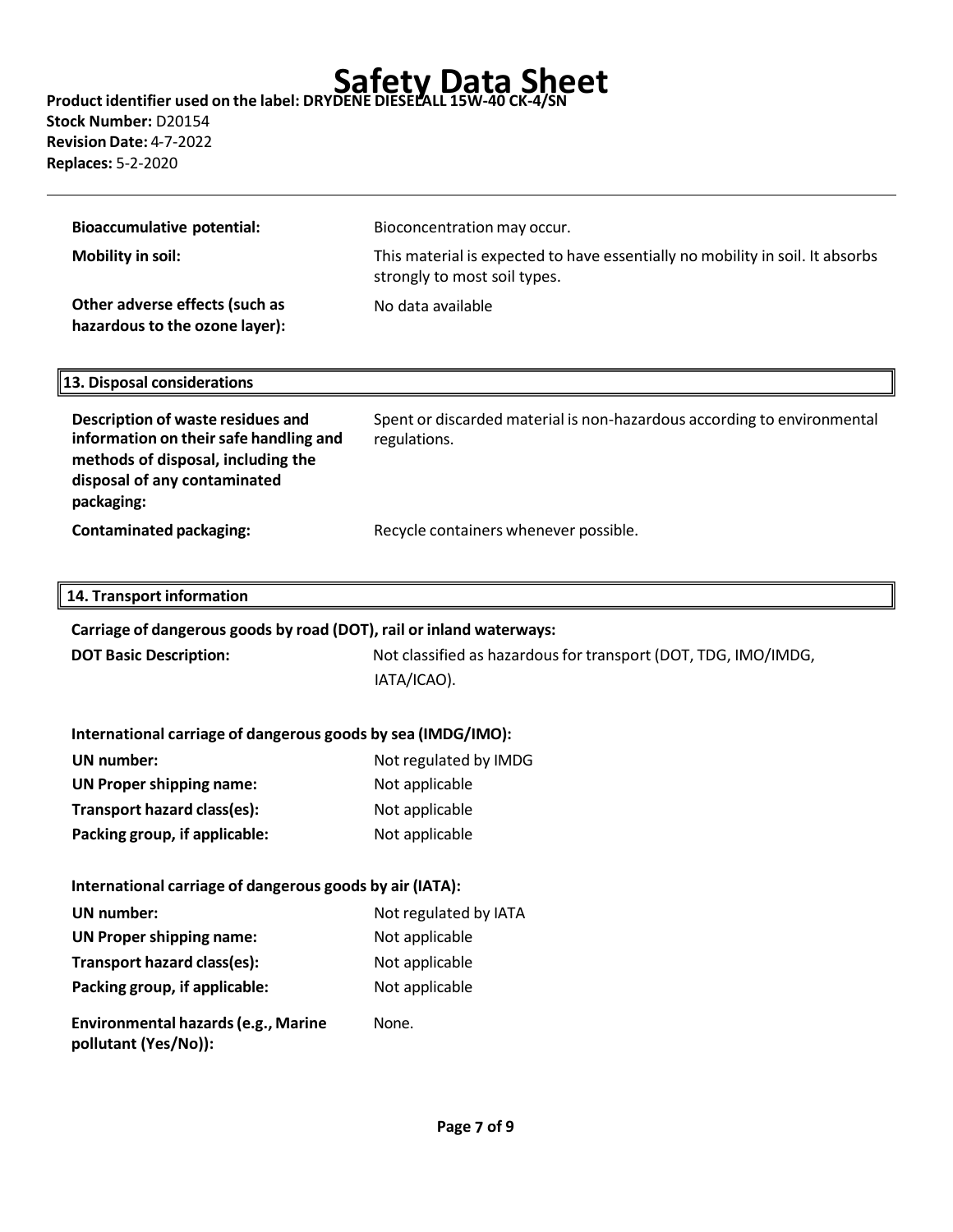| | |
|---|---|
| **Bioaccumulative potential:** | Bioconcentration may occur. |
| **Mobility in soil:** | This material is expected to have essentially no mobility in soil. It absorbs strongly to most soil types. |
| **Other adverse effects (such as hazardous to the ozone layer):** | No data available |

## 13. Disposal considerations

| | |
|---|---|
| **Description of waste residues and information on their safe handling and methods of disposal, including the disposal of any contaminated packaging:** | Spent or discarded material is non-hazardous according to environmental regulations. |
| **Contaminated packaging:** | Recycle containers whenever possible. |

## 14. Transport information

**Carriage of dangerous goods by road (DOT), rail or inland waterways:**

| | |
|---|---|
| **DOT Basic Description:** | Not classified as hazardous for transport (DOT, TDG, IMO/IMDG, IATA/ICAO). |

**International carriage of dangerous goods by sea (IMDG/IMO):**

| | |
|---|---|
| **UN number:** | Not regulated by IMDG |
| **UN Proper shipping name:** | Not applicable |
| **Transport hazard class(es):** | Not applicable |
| **Packing group, if applicable:** | Not applicable |

**International carriage of dangerous goods by air (IATA):**

| | |
|---|---|
| **UN number:** | Not regulated by IATA |
| **UN Proper shipping name:** | Not applicable |
| **Transport hazard class(es):** | Not applicable |
| **Packing group, if applicable:** | Not applicable |
| **Environmental hazards (e.g., Marine pollutant (Yes/No)):** | None. |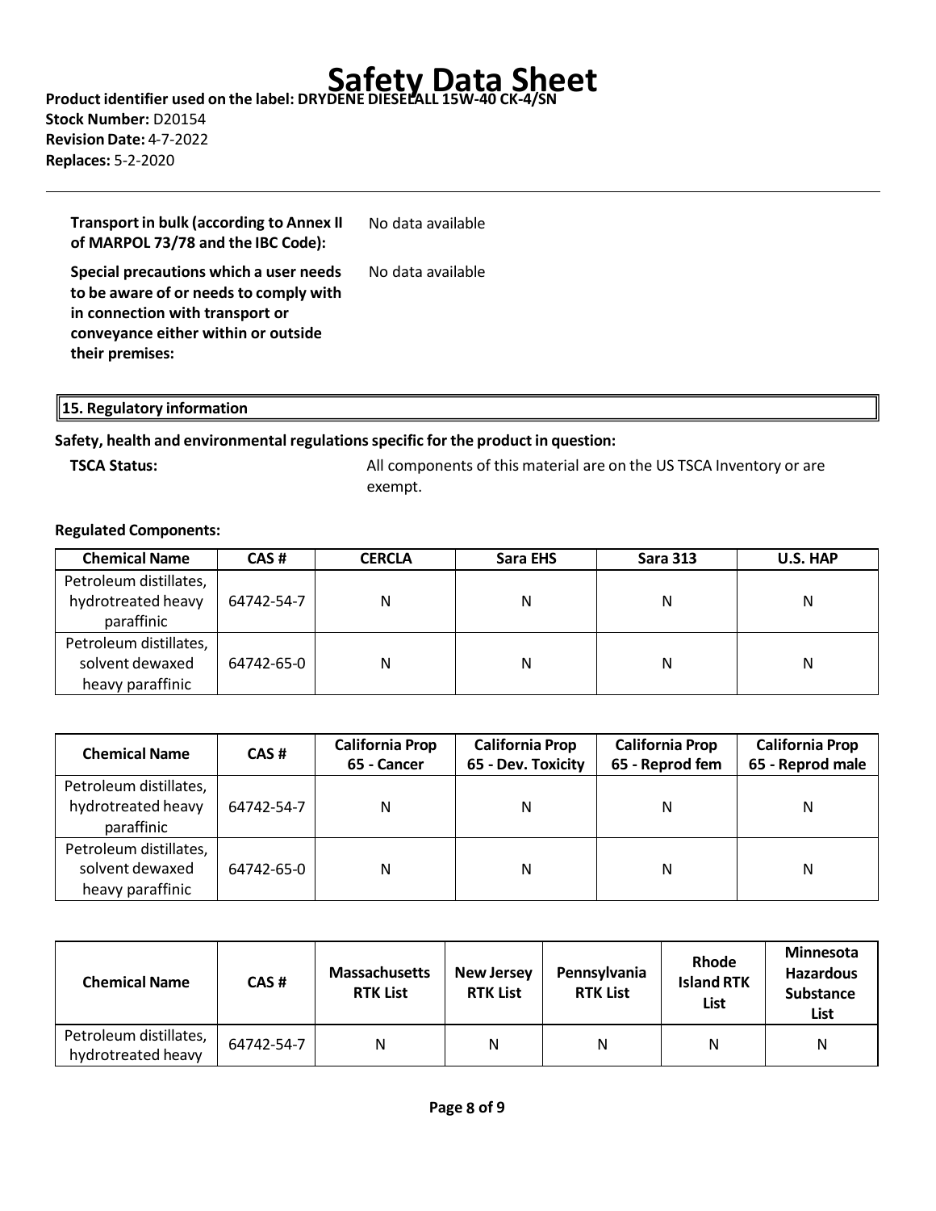| | |
|---|---|
| **Transport in bulk (according to Annex II of MARPOL 73/78 and the IBC Code):** | No data available |
| **Special precautions which a user needs to be aware of or needs to comply with in connection with transport or conveyance either within or outside their premises:** | No data available |

## 15. Regulatory information

**Safety, health and environmental regulations specific for the product in question:**

**TSCA Status:** All components of this material are on the US TSCA Inventory or are exempt.

**Regulated Components:**

| Chemical Name | CAS # | CERCLA | Sara EHS | Sara 313 | U.S. HAP |
|---|---|---|---|---|---|
| Petroleum distillates, hydrotreated heavy paraffinic | 64742-54-7 | N | N | N | N |
| Petroleum distillates, solvent dewaxed heavy paraffinic | 64742-65-0 | N | N | N | N |

| Chemical Name | CAS # | California Prop 65 - Cancer | California Prop 65 - Dev. Toxicity | California Prop 65 - Reprod fem | California Prop 65 - Reprod male |
|---|---|---|---|---|---|
| Petroleum distillates, hydrotreated heavy paraffinic | 64742-54-7 | N | N | N | N |
| Petroleum distillates, solvent dewaxed heavy paraffinic | 64742-65-0 | N | N | N | N |

| Chemical Name | CAS # | Massachusetts RTK List | New Jersey RTK List | Pennsylvania RTK List | Rhode Island RTK List | Minnesota Hazardous Substance List |
|---|---|---|---|---|---|---|
| Petroleum distillates, hydrotreated heavy | 64742-54-7 | N | N | N | N | N |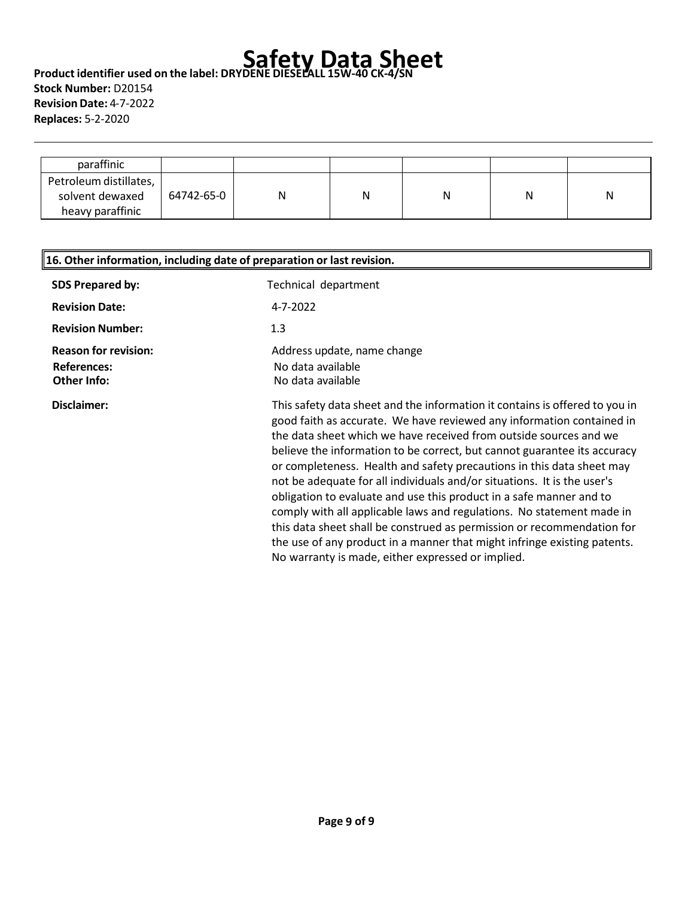| | | | | | | |
|---|---|---|---|---|---|---|
| paraffinic | | | | | | |
| Petroleum distillates, solvent dewaxed heavy paraffinic | 64742-65-0 | N | N | N | N | N |

## 16. Other information, including date of preparation or last revision.

**SDS Prepared by:** Technical department

**Revision Date:** 4-7-2022

**Revision Number:** 1.3

**Reason for revision:** Address update, name change

**References:** No data available

**Other Info:** No data available

**Disclaimer:** This safety data sheet and the information it contains is offered to you in good faith as accurate. We have reviewed any information contained in the data sheet which we have received from outside sources and we believe the information to be correct, but cannot guarantee its accuracy or completeness. Health and safety precautions in this data sheet may not be adequate for all individuals and/or situations. It is the user's obligation to evaluate and use this product in a safe manner and to comply with all applicable laws and regulations. No statement made in this data sheet shall be construed as permission or recommendation for the use of any product in a manner that might infringe existing patents. No warranty is made, either expressed or implied.